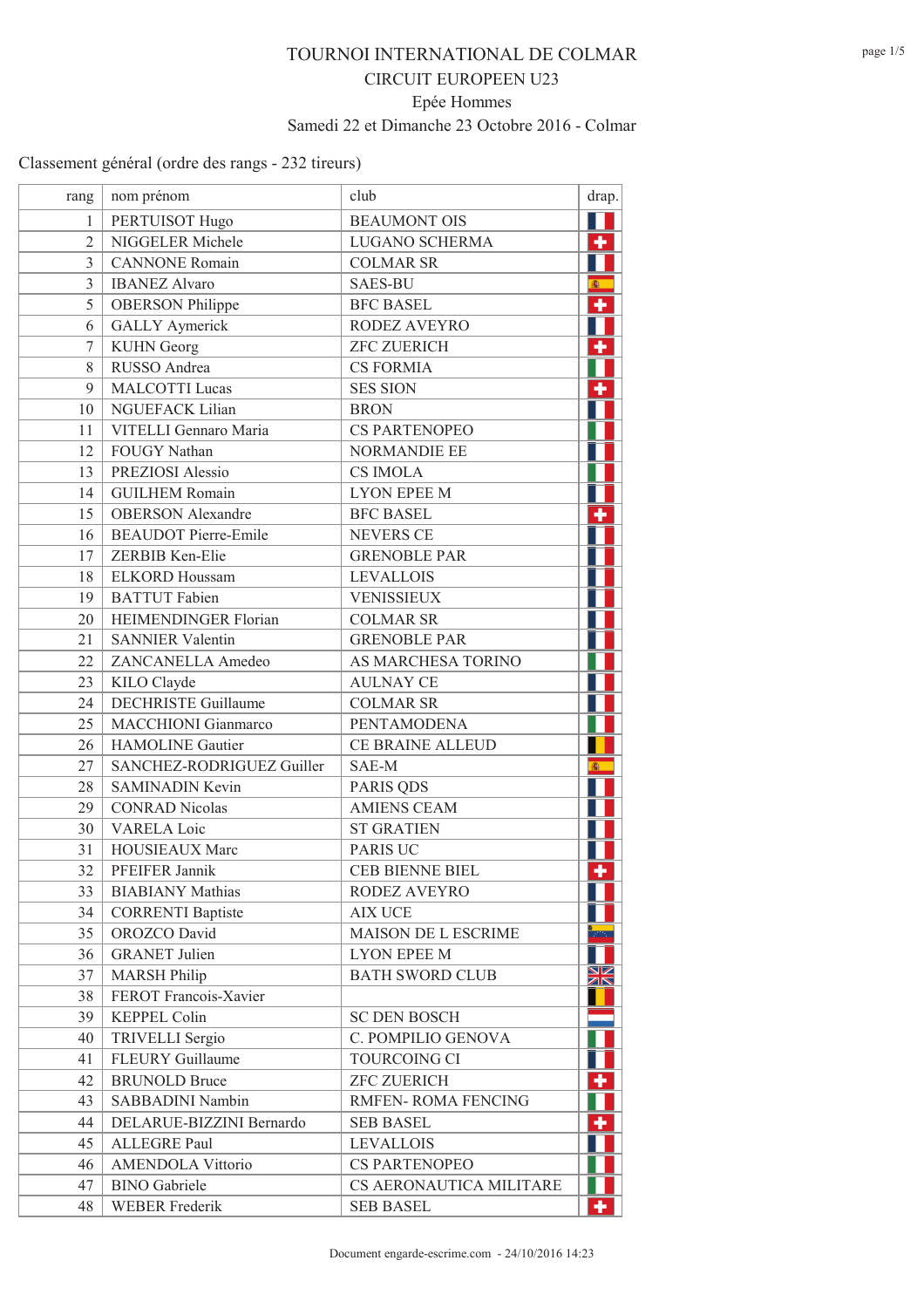# TOURNOI INTERNATIONAL DE COLMAR

## CIRCUIT EUROPEEN U23

### Epée Hommes

### Samedi 22 et Dimanche 23 Octobre 2016 - Colmar

Classement général (ordre des rangs - 232 tireurs)

| rang | nom prénom | club | drap. |
|---|---|---|---|
| 1 | PERTUISOT Hugo | BEAUMONT OIS | |
| 2 | NIGGELER Michele | LUGANO SCHERMA | |
| 3 | CANNONE Romain | COLMAR SR | |
| 3 | IBANEZ Alvaro | SAES-BU | |
| 5 | OBERSON Philippe | BFC BASEL | |
| 6 | GALLY Aymerick | RODEZ AVEYRO | |
| 7 | KUHN Georg | ZFC ZUERICH | |
| 8 | RUSSO Andrea | CS FORMIA | |
| 9 | MALCOTTI Lucas | SES SION | |
| 10 | NGUEFACK Lilian | BRON | |
| 11 | VITELLI Gennaro Maria | CS PARTENOPEO | |
| 12 | FOUGY Nathan | NORMANDIE EE | |
| 13 | PREZIOSI Alessio | CS IMOLA | |
| 14 | GUILHEM Romain | LYON EPEE M | |
| 15 | OBERSON Alexandre | BFC BASEL | |
| 16 | BEAUDOT Pierre-Emile | NEVERS CE | |
| 17 | ZERBIB Ken-Elie | GRENOBLE PAR | |
| 18 | ELKORD Houssam | LEVALLOIS | |
| 19 | BATTUT Fabien | VENISSIEUX | |
| 20 | HEIMENDINGER Florian | COLMAR SR | |
| 21 | SANNIER Valentin | GRENOBLE PAR | |
| 22 | ZANCANELLA Amedeo | AS MARCHESA TORINO | |
| 23 | KILO Clayde | AULNAY CE | |
| 24 | DECHRISTE Guillaume | COLMAR SR | |
| 25 | MACCHIONI Gianmarco | PENTAMODENA | |
| 26 | HAMOLINE Gautier | CE BRAINE ALLEUD | |
| 27 | SANCHEZ-RODRIGUEZ Guiller | SAE-M | |
| 28 | SAMINADIN Kevin | PARIS QDS | |
| 29 | CONRAD Nicolas | AMIENS CEAM | |
| 30 | VARELA Loic | ST GRATIEN | |
| 31 | HOUSIEAUX Marc | PARIS UC | |
| 32 | PFEIFER Jannik | CEB BIENNE BIEL | |
| 33 | BIABIANY Mathias | RODEZ AVEYRO | |
| 34 | CORRENTI Baptiste | AIX UCE | |
| 35 | OROZCO David | MAISON DE L ESCRIME | |
| 36 | GRANET Julien | LYON EPEE M | |
| 37 | MARSH Philip | BATH SWORD CLUB | |
| 38 | FEROT Francois-Xavier | | |
| 39 | KEPPEL Colin | SC DEN BOSCH | |
| 40 | TRIVELLI Sergio | C. POMPILIO GENOVA | |
| 41 | FLEURY Guillaume | TOURCOING CI | |
| 42 | BRUNOLD Bruce | ZFC ZUERICH | |
| 43 | SABBADINI Nambin | RMFEN- ROMA FENCING | |
| 44 | DELARUE-BIZZINI Bernardo | SEB BASEL | |
| 45 | ALLEGRE Paul | LEVALLOIS | |
| 46 | AMENDOLA Vittorio | CS PARTENOPEO | |
| 47 | BINO Gabriele | CS AERONAUTICA MILITARE | |
| 48 | WEBER Frederik | SEB BASEL | |

Document engarde-escrime.com - 24/10/2016 14:23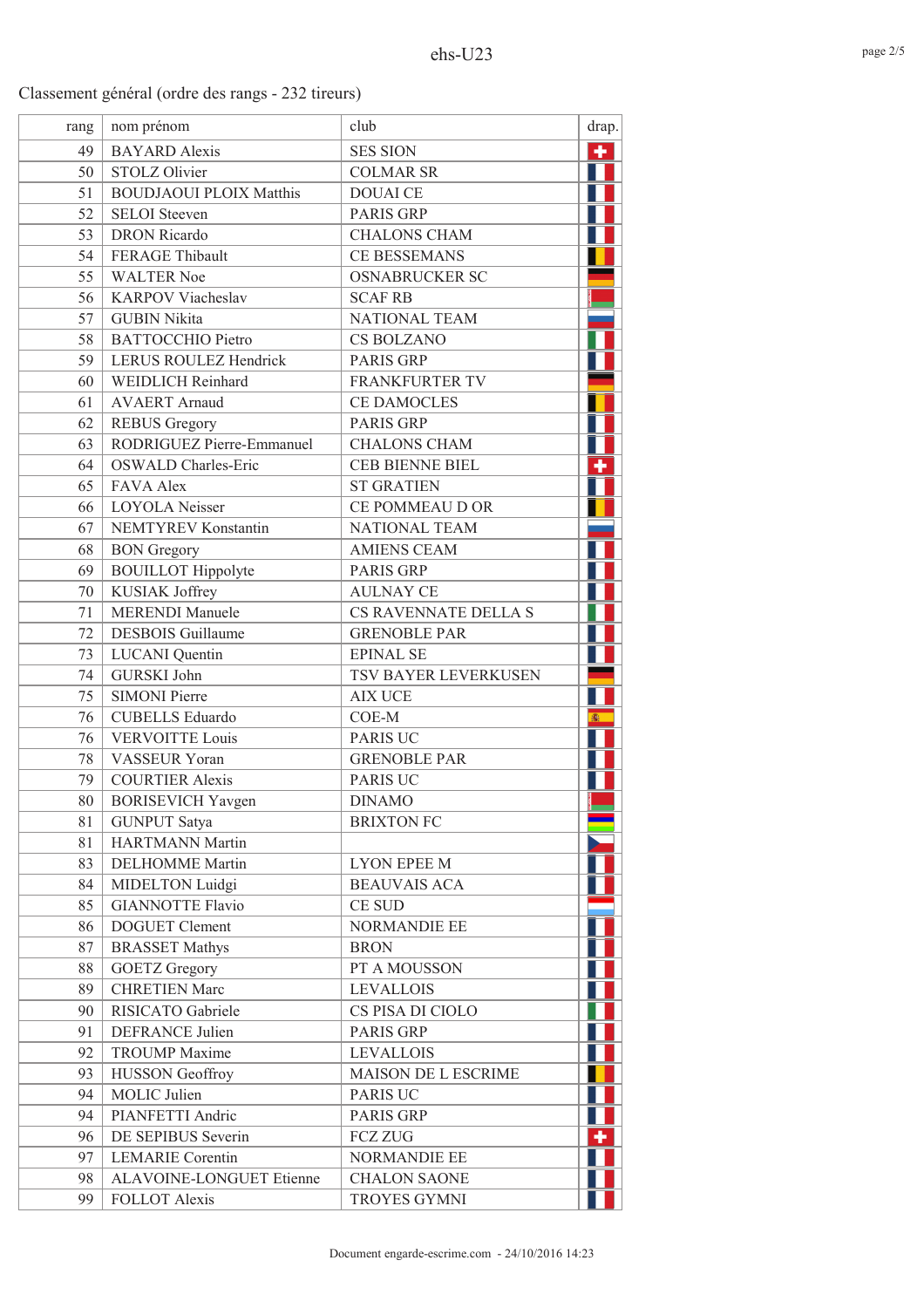# ehs-U23

Classement général (ordre des rangs - 232 tireurs)

| rang | nom prénom | club | drap. |
|---|---|---|---|
| 49 | BAYARD Alexis | SES SION | |
| 50 | STOLZ Olivier | COLMAR SR | |
| 51 | BOUDJAOUI PLOIX Matthis | DOUAI CE | |
| 52 | SELOI Steeven | PARIS GRP | |
| 53 | DRON Ricardo | CHALONS CHAM | |
| 54 | FERAGE Thibault | CE BESSEMANS | |
| 55 | WALTER Noe | OSNABRUCKER SC | |
| 56 | KARPOV Viacheslav | SCAF RB | |
| 57 | GUBIN Nikita | NATIONAL TEAM | |
| 58 | BATTOCCHIO Pietro | CS BOLZANO | |
| 59 | LERUS ROULEZ Hendrick | PARIS GRP | |
| 60 | WEIDLICH Reinhard | FRANKFURTER TV | |
| 61 | AVAERT Arnaud | CE DAMOCLES | |
| 62 | REBUS Gregory | PARIS GRP | |
| 63 | RODRIGUEZ Pierre-Emmanuel | CHALONS CHAM | |
| 64 | OSWALD Charles-Eric | CEB BIENNE BIEL | |
| 65 | FAVA Alex | ST GRATIEN | |
| 66 | LOYOLA Neisser | CE POMMEAU D OR | |
| 67 | NEMTYREV Konstantin | NATIONAL TEAM | |
| 68 | BON Gregory | AMIENS CEAM | |
| 69 | BOUILLOT Hippolyte | PARIS GRP | |
| 70 | KUSIAK Joffrey | AULNAY CE | |
| 71 | MERENDI Manuele | CS RAVENNATE DELLA S | |
| 72 | DESBOIS Guillaume | GRENOBLE PAR | |
| 73 | LUCANI Quentin | EPINAL SE | |
| 74 | GURSKI John | TSV BAYER LEVERKUSEN | |
| 75 | SIMONI Pierre | AIX UCE | |
| 76 | CUBELLS Eduardo | COE-M | |
| 76 | VERVOITTE Louis | PARIS UC | |
| 78 | VASSEUR Yoran | GRENOBLE PAR | |
| 79 | COURTIER Alexis | PARIS UC | |
| 80 | BORISEVICH Yavgen | DINAMO | |
| 81 | GUNPUT Satya | BRIXTON FC | |
| 81 | HARTMANN Martin | | |
| 83 | DELHOMME Martin | LYON EPEE M | |
| 84 | MIDELTON Luidgi | BEAUVAIS ACA | |
| 85 | GIANNOTTE Flavio | CE SUD | |
| 86 | DOGUET Clement | NORMANDIE EE | |
| 87 | BRASSET Mathys | BRON | |
| 88 | GOETZ Gregory | PT A MOUSSON | |
| 89 | CHRETIEN Marc | LEVALLOIS | |
| 90 | RISICATO Gabriele | CS PISA DI CIOLO | |
| 91 | DEFRANCE Julien | PARIS GRP | |
| 92 | TROUMP Maxime | LEVALLOIS | |
| 93 | HUSSON Geoffroy | MAISON DE L ESCRIME | |
| 94 | MOLIC Julien | PARIS UC | |
| 94 | PIANFETTI Andric | PARIS GRP | |
| 96 | DE SEPIBUS Severin | FCZ ZUG | |
| 97 | LEMARIE Corentin | NORMANDIE EE | |
| 98 | ALAVOINE-LONGUET Etienne | CHALON SAONE | |
| 99 | FOLLOT Alexis | TROYES GYMNI | |

Document engarde-escrime.com - 24/10/2016 14:23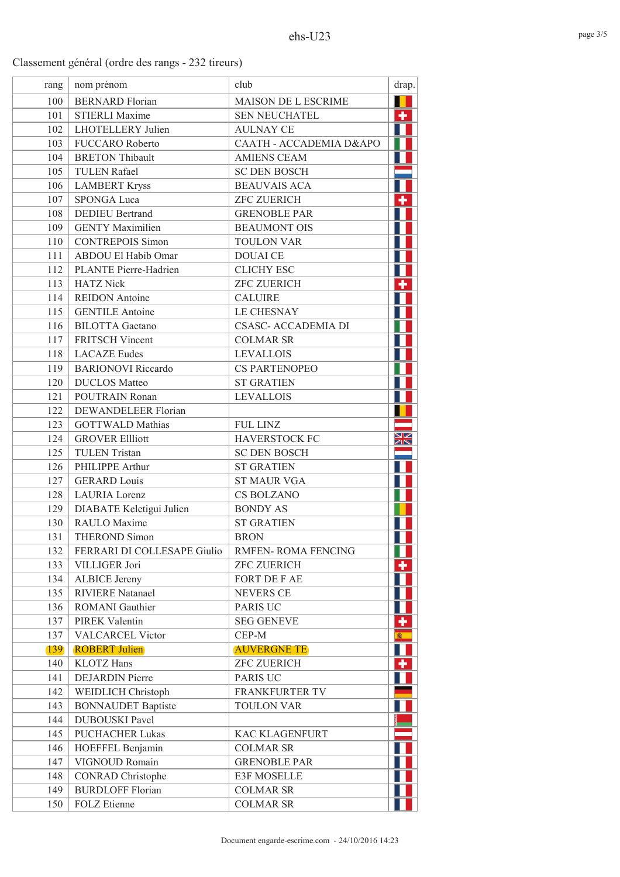Classement général (ordre des rangs - 232 tireurs)

| rang | nom prénom | club | drap. |
|---|---|---|---|
| 100 | BERNARD Florian | MAISON DE L ESCRIME | |
| 101 | STIERLI Maxime | SEN NEUCHATEL | |
| 102 | LHOTELLERY Julien | AULNAY CE | |
| 103 | FUCCARO Roberto | CAATH - ACCADEMIA D&APO | |
| 104 | BRETON Thibault | AMIENS CEAM | |
| 105 | TULEN Rafael | SC DEN BOSCH | |
| 106 | LAMBERT Kryss | BEAUVAIS ACA | |
| 107 | SPONGA Luca | ZFC ZUERICH | |
| 108 | DEDIEU Bertrand | GRENOBLE PAR | |
| 109 | GENTY Maximilien | BEAUMONT OIS | |
| 110 | CONTREPOIS Simon | TOULON VAR | |
| 111 | ABDOU El Habib Omar | DOUAI CE | |
| 112 | PLANTE Pierre-Hadrien | CLICHY ESC | |
| 113 | HATZ Nick | ZFC ZUERICH | |
| 114 | REIDON Antoine | CALUIRE | |
| 115 | GENTILE Antoine | LE CHESNAY | |
| 116 | BILOTTA Gaetano | CSASC- ACCADEMIA DI | |
| 117 | FRITSCH Vincent | COLMAR SR | |
| 118 | LACAZE Eudes | LEVALLOIS | |
| 119 | BARIONOVI Riccardo | CS PARTENOPEO | |
| 120 | DUCLOS Matteo | ST GRATIEN | |
| 121 | POUTRAIN Ronan | LEVALLOIS | |
| 122 | DEWANDELEER Florian | | |
| 123 | GOTTWALD Mathias | FUL LINZ | |
| 124 | GROVER Ellliott | HAVERSTOCK FC | |
| 125 | TULEN Tristan | SC DEN BOSCH | |
| 126 | PHILIPPE Arthur | ST GRATIEN | |
| 127 | GERARD Louis | ST MAUR VGA | |
| 128 | LAURIA Lorenz | CS BOLZANO | |
| 129 | DIABATE Keletigui Julien | BONDY AS | |
| 130 | RAULO Maxime | ST GRATIEN | |
| 131 | THEROND Simon | BRON | |
| 132 | FERRARI DI COLLESAPE Giulio | RMFEN- ROMA FENCING | |
| 133 | VILLIGER Jori | ZFC ZUERICH | |
| 134 | ALBICE Jereny | FORT DE F AE | |
| 135 | RIVIERE Natanael | NEVERS CE | |
| 136 | ROMANI Gauthier | PARIS UC | |
| 137 | PIREK Valentin | SEG GENEVE | |
| 137 | VALCARCEL Victor | CEP-M | |
| 139 | ROBERT Julien | AUVERGNE TE | |
| 140 | KLOTZ Hans | ZFC ZUERICH | |
| 141 | DEJARDIN Pierre | PARIS UC | |
| 142 | WEIDLICH Christoph | FRANKFURTER TV | |
| 143 | BONNAUDET Baptiste | TOULON VAR | |
| 144 | DUBOUSKI Pavel | | |
| 145 | PUCHACHER Lukas | KAC KLAGENFURT | |
| 146 | HOEFFEL Benjamin | COLMAR SR | |
| 147 | VIGNOUD Romain | GRENOBLE PAR | |
| 148 | CONRAD Christophe | E3F MOSELLE | |
| 149 | BURDLOFF Florian | COLMAR SR | |
| 150 | FOLZ Etienne | COLMAR SR | |

Document engarde-escrime.com - 24/10/2016 14:23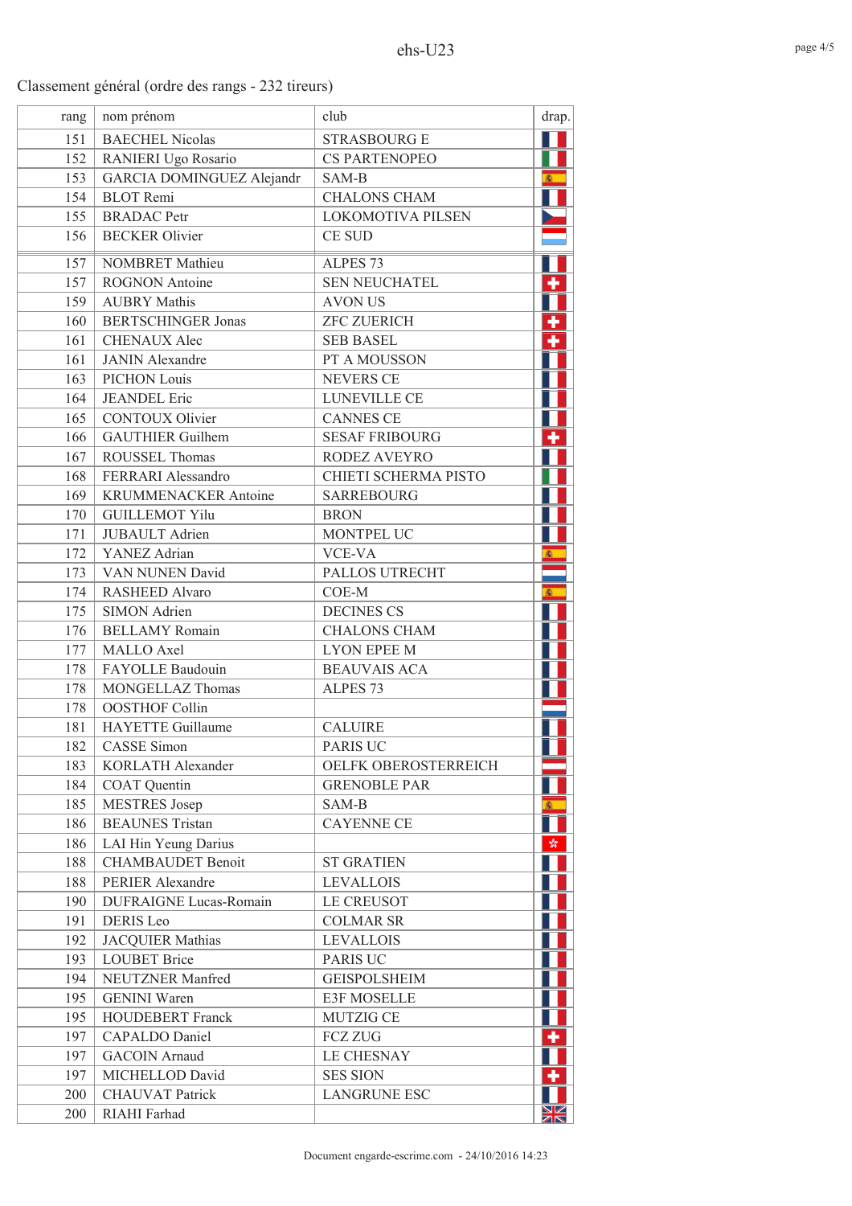Classement général (ordre des rangs - 232 tireurs)

| rang | nom prénom | club | drap. |
|---|---|---|---|
| 151 | BAECHEL Nicolas | STRASBOURG E | |
| 152 | RANIERI Ugo Rosario | CS PARTENOPEO | |
| 153 | GARCIA DOMINGUEZ Alejandr | SAM-B | |
| 154 | BLOT Remi | CHALONS CHAM | |
| 155 | BRADAC Petr | LOKOMOTIVA PILSEN | |
| 156 | BECKER Olivier | CE SUD | |
| 157 | NOMBRET Mathieu | ALPES 73 | |
| 157 | ROGNON Antoine | SEN NEUCHATEL | |
| 159 | AUBRY Mathis | AVON US | |
| 160 | BERTSCHINGER Jonas | ZFC ZUERICH | |
| 161 | CHENAUX Alec | SEB BASEL | |
| 161 | JANIN Alexandre | PT A MOUSSON | |
| 163 | PICHON Louis | NEVERS CE | |
| 164 | JEANDEL Eric | LUNEVILLE CE | |
| 165 | CONTOUX Olivier | CANNES CE | |
| 166 | GAUTHIER Guilhem | SESAF FRIBOURG | |
| 167 | ROUSSEL Thomas | RODEZ AVEYRO | |
| 168 | FERRARI Alessandro | CHIETI SCHERMA PISTO | |
| 169 | KRUMMENACKER Antoine | SARREBOURG | |
| 170 | GUILLEMOT Yilu | BRON | |
| 171 | JUBAULT Adrien | MONTPEL UC | |
| 172 | YANEZ Adrian | VCE-VA | |
| 173 | VAN NUNEN David | PALLOS UTRECHT | |
| 174 | RASHEED Alvaro | COE-M | |
| 175 | SIMON Adrien | DECINES CS | |
| 176 | BELLAMY Romain | CHALONS CHAM | |
| 177 | MALLO Axel | LYON EPEE M | |
| 178 | FAYOLLE Baudouin | BEAUVAIS ACA | |
| 178 | MONGELLAZ Thomas | ALPES 73 | |
| 178 | OOSTHOF Collin | | |
| 181 | HAYETTE Guillaume | CALUIRE | |
| 182 | CASSE Simon | PARIS UC | |
| 183 | KORLATH Alexander | OELFK OBEROSTERREICH | |
| 184 | COAT Quentin | GRENOBLE PAR | |
| 185 | MESTRES Josep | SAM-B | |
| 186 | BEAUNES Tristan | CAYENNE CE | |
| 186 | LAI Hin Yeung Darius | | |
| 188 | CHAMBAUDET Benoit | ST GRATIEN | |
| 188 | PERIER Alexandre | LEVALLOIS | |
| 190 | DUFRAIGNE Lucas-Romain | LE CREUSOT | |
| 191 | DERIS Leo | COLMAR SR | |
| 192 | JACQUIER Mathias | LEVALLOIS | |
| 193 | LOUBET Brice | PARIS UC | |
| 194 | NEUTZNER Manfred | GEISPOLSHEIM | |
| 195 | GENINI Waren | E3F MOSELLE | |
| 195 | HOUDEBERT Franck | MUTZIG CE | |
| 197 | CAPALDO Daniel | FCZ ZUG | |
| 197 | GACOIN Arnaud | LE CHESNAY | |
| 197 | MICHELLOD David | SES SION | |
| 200 | CHAUVAT Patrick | LANGRUNE ESC | |
| 200 | RIAHI Farhad | | |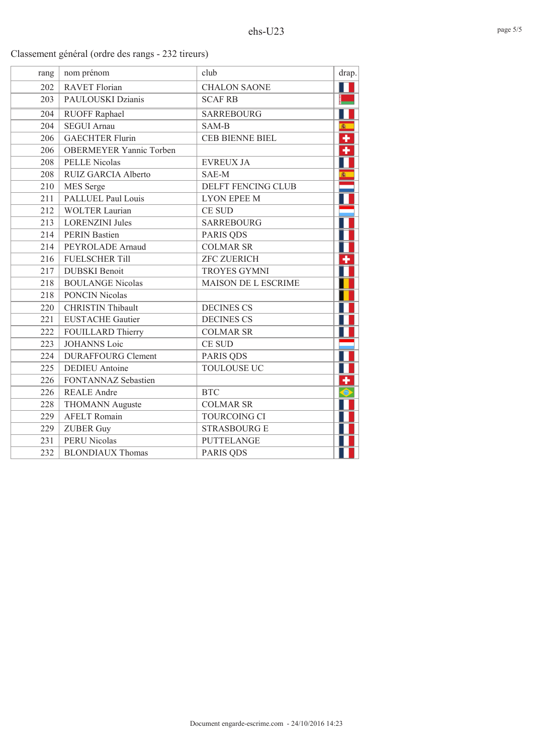Classement général (ordre des rangs - 232 tireurs)

| rang | nom prénom | club | drap. |
| --- | --- | --- | --- |
| 202 | RAVET Florian | CHALON SAONE | |
| 203 | PAULOUSKI Dzianis | SCAF RB | |
| 204 | RUOFF Raphael | SARREBOURG | |
| 204 | SEGUI Arnau | SAM-B | |
| 206 | GAECHTER Flurin | CEB BIENNE BIEL | |
| 206 | OBERMEYER Yannic Torben | | |
| 208 | PELLE Nicolas | EVREUX JA | |
| 208 | RUIZ GARCIA Alberto | SAE-M | |
| 210 | MES Serge | DELFT FENCING CLUB | |
| 211 | PALLUEL Paul Louis | LYON EPEE M | |
| 212 | WOLTER Laurian | CE SUD | |
| 213 | LORENZINI Jules | SARREBOURG | |
| 214 | PERIN Bastien | PARIS QDS | |
| 214 | PEYROLADE Arnaud | COLMAR SR | |
| 216 | FUELSCHER Till | ZFC ZUERICH | |
| 217 | DUBSKI Benoit | TROYES GYMNI | |
| 218 | BOULANGE Nicolas | MAISON DE L ESCRIME | |
| 218 | PONCIN Nicolas | | |
| 220 | CHRISTIN Thibault | DECINES CS | |
| 221 | EUSTACHE Gautier | DECINES CS | |
| 222 | FOUILLARD Thierry | COLMAR SR | |
| 223 | JOHANNS Loic | CE SUD | |
| 224 | DURAFFOURG Clement | PARIS QDS | |
| 225 | DEDIEU Antoine | TOULOUSE UC | |
| 226 | FONTANNAZ Sebastien | | |
| 226 | REALE Andre | BTC | |
| 228 | THOMANN Auguste | COLMAR SR | |
| 229 | AFELT Romain | TOURCOING CI | |
| 229 | ZUBER Guy | STRASBOURG E | |
| 231 | PERU Nicolas | PUTTELANGE | |
| 232 | BLONDIAUX Thomas | PARIS QDS | |

Document engarde-escrime.com - 24/10/2016 14:23